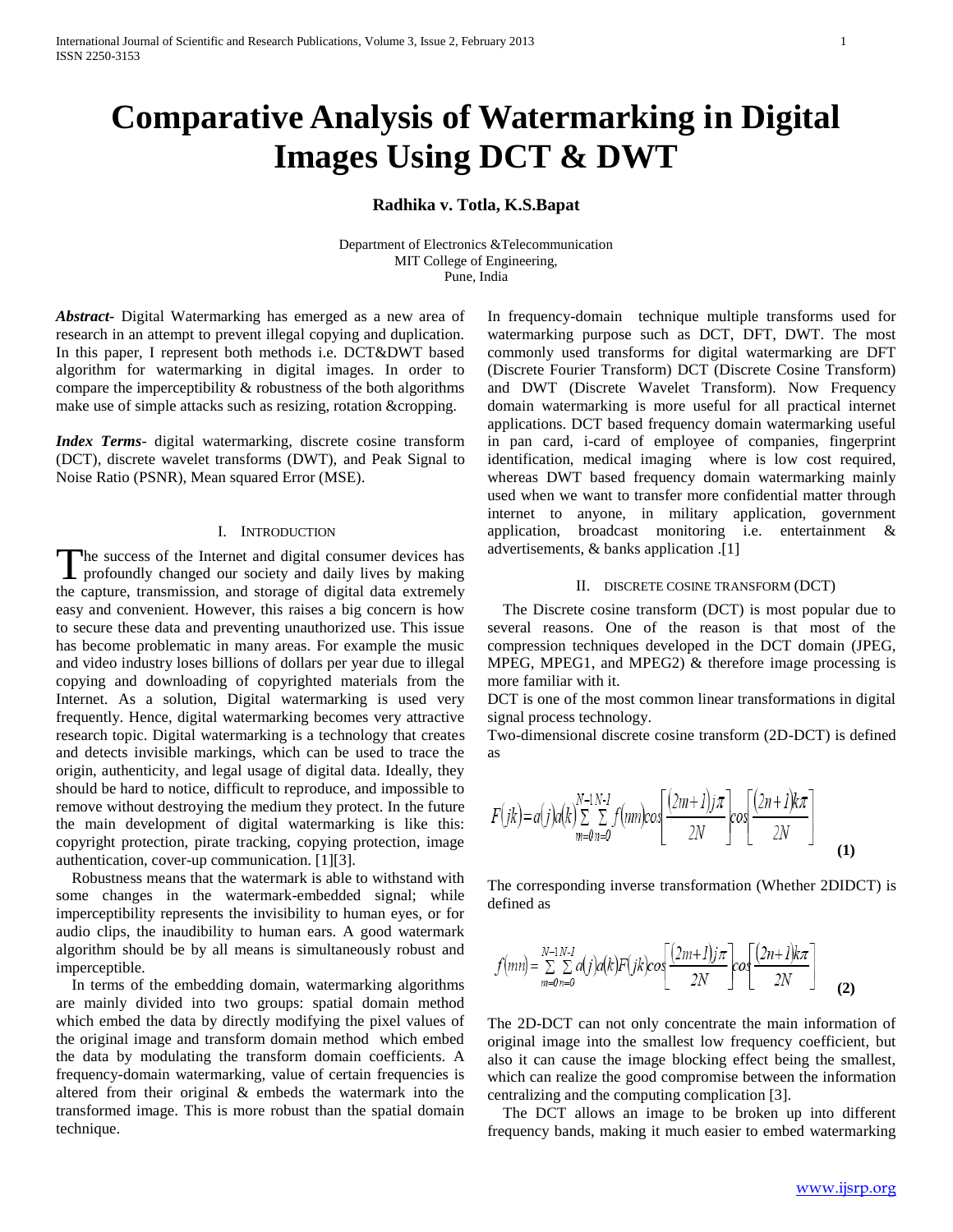# Comparative Analysis of Watermarking in Digital Images Using DCT & DWT

**Radhika v. Totla, K.S.Bapat**

Department of Electronics &Telecommunication
MIT College of Engineering,
Pune, India

***Abstract-*** Digital Watermarking has emerged as a new area of research in an attempt to prevent illegal copying and duplication. In this paper, I represent both methods i.e. DCT&DWT based algorithm for watermarking in digital images. In order to compare the imperceptibility & robustness of the both algorithms make use of simple attacks such as resizing, rotation &cropping.

***Index Terms*-** digital watermarking, discrete cosine transform (DCT), discrete wavelet transforms (DWT), and Peak Signal to Noise Ratio (PSNR), Mean squared Error (MSE).

## I. Introduction

The success of the Internet and digital consumer devices has profoundly changed our society and daily lives by making the capture, transmission, and storage of digital data extremely easy and convenient. However, this raises a big concern is how to secure these data and preventing unauthorized use. This issue has become problematic in many areas. For example the music and video industry loses billions of dollars per year due to illegal copying and downloading of copyrighted materials from the Internet. As a solution, Digital watermarking is used very frequently. Hence, digital watermarking becomes very attractive research topic. Digital watermarking is a technology that creates and detects invisible markings, which can be used to trace the origin, authenticity, and legal usage of digital data. Ideally, they should be hard to notice, difficult to reproduce, and impossible to remove without destroying the medium they protect. In the future the main development of digital watermarking is like this: copyright protection, pirate tracking, copying protection, image authentication, cover-up communication. [1][3].

Robustness means that the watermark is able to withstand with some changes in the watermark-embedded signal; while imperceptibility represents the invisibility to human eyes, or for audio clips, the inaudibility to human ears. A good watermark algorithm should be by all means is simultaneously robust and imperceptible.

In terms of the embedding domain, watermarking algorithms are mainly divided into two groups: spatial domain method which embed the data by directly modifying the pixel values of the original image and transform domain method which embed the data by modulating the transform domain coefficients. A frequency-domain watermarking, value of certain frequencies is altered from their original & embeds the watermark into the transformed image. This is more robust than the spatial domain technique.

In frequency-domain technique multiple transforms used for watermarking purpose such as DCT, DFT, DWT. The most commonly used transforms for digital watermarking are DFT (Discrete Fourier Transform) DCT (Discrete Cosine Transform) and DWT (Discrete Wavelet Transform). Now Frequency domain watermarking is more useful for all practical internet applications. DCT based frequency domain watermarking useful in pan card, i-card of employee of companies, fingerprint identification, medical imaging where is low cost required, whereas DWT based frequency domain watermarking mainly used when we want to transfer more confidential matter through internet to anyone, in military application, government application, broadcast monitoring i.e. entertainment & advertisements, & banks application .[1]

## II. Discrete Cosine Transform (DCT)

The Discrete cosine transform (DCT) is most popular due to several reasons. One of the reason is that most of the compression techniques developed in the DCT domain (JPEG, MPEG, MPEG1, and MPEG2) & therefore image processing is more familiar with it.

DCT is one of the most common linear transformations in digital signal process technology.

Two-dimensional discrete cosine transform (2D-DCT) is defined as

$$F(jk)=a(j)a(k)\sum_{m=0}^{N-1}\sum_{n=0}^{N-1} f(mn)\cos\left[\frac{(2m+1)j\pi}{2N}\right]\cos\left[\frac{(2n+1)k\pi}{2N}\right] \quad \textbf{(1)}$$

The corresponding inverse transformation (Whether 2DIDCT) is defined as

$$f(mn)=\sum_{m=0}^{N-1}\sum_{n=0}^{N-1} a(j)a(k)F(jk)\cos\left[\frac{(2m+1)j\pi}{2N}\right]\cos\left[\frac{(2n+1)k\pi}{2N}\right] \quad \textbf{(2)}$$

The 2D-DCT can not only concentrate the main information of original image into the smallest low frequency coefficient, but also it can cause the image blocking effect being the smallest, which can realize the good compromise between the information centralizing and the computing complication [3].

The DCT allows an image to be broken up into different frequency bands, making it much easier to embed watermarking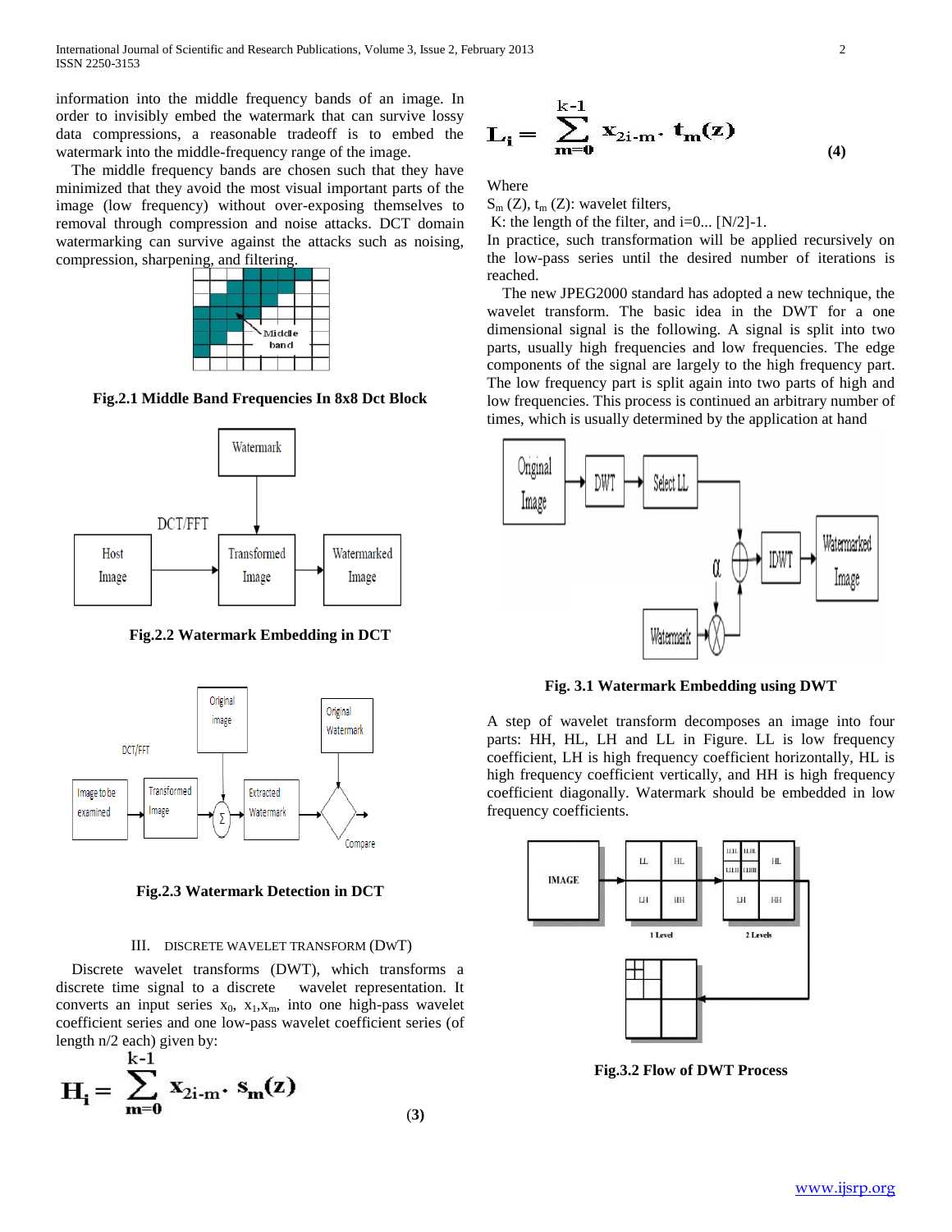information into the middle frequency bands of an image. In order to invisibly embed the watermark that can survive lossy data compressions, a reasonable tradeoff is to embed the watermark into the middle-frequency range of the image.

The middle frequency bands are chosen such that they have minimized that they avoid the most visual important parts of the image (low frequency) without over-exposing themselves to removal through compression and noise attacks. DCT domain watermarking can survive against the attacks such as noising, compression, sharpening, and filtering.

**Fig.2.1 Middle Band Frequencies In 8x8 Dct Block**

**Fig.2.2 Watermark Embedding in DCT**

**Fig.2.3 Watermark Detection in DCT**

## III. DISCRETE WAVELET TRANSFORM (DWT)

Discrete wavelet transforms (DWT), which transforms a discrete time signal to a discrete wavelet representation. It converts an input series $x_0$, $x_1$,$x_m$, into one high-pass wavelet coefficient series and one low-pass wavelet coefficient series (of length n/2 each) given by:

$$H_i = \sum_{m=0}^{k-1} x_{2i-m} \cdot s_m(z) \quad (3)$$

$$L_i = \sum_{m=0}^{k-1} x_{2i-m} \cdot t_m(z) \quad (4)$$

Where

$S_m$ (Z), $t_m$ (Z): wavelet filters,

K: the length of the filter, and i=0... [N/2]-1.

In practice, such transformation will be applied recursively on the low-pass series until the desired number of iterations is reached.

The new JPEG2000 standard has adopted a new technique, the wavelet transform. The basic idea in the DWT for a one dimensional signal is the following. A signal is split into two parts, usually high frequencies and low frequencies. The edge components of the signal are largely to the high frequency part. The low frequency part is split again into two parts of high and low frequencies. This process is continued an arbitrary number of times, which is usually determined by the application at hand

**Fig. 3.1 Watermark Embedding using DWT**

A step of wavelet transform decomposes an image into four parts: HH, HL, LH and LL in Figure. LL is low frequency coefficient, LH is high frequency coefficient horizontally, HL is high frequency coefficient vertically, and HH is high frequency coefficient diagonally. Watermark should be embedded in low frequency coefficients.

**Fig.3.2 Flow of DWT Process**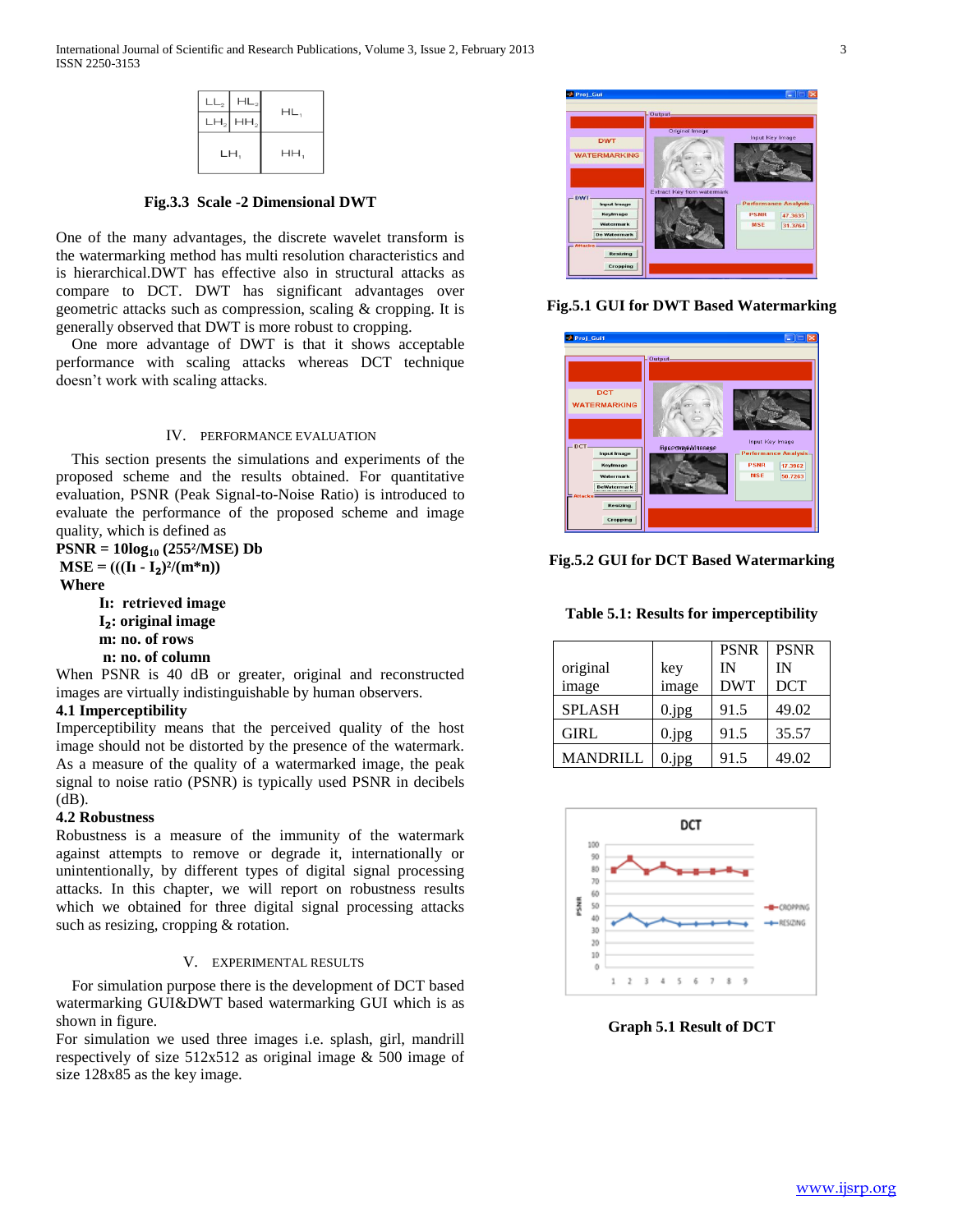Fig.3.3 Scale -2 Dimensional DWT

One of the many advantages, the discrete wavelet transform is the watermarking method has multi resolution characteristics and is hierarchical.DWT has effective also in structural attacks as compare to DCT. DWT has significant advantages over geometric attacks such as compression, scaling & cropping. It is generally observed that DWT is more robust to cropping.

One more advantage of DWT is that it shows acceptable performance with scaling attacks whereas DCT technique doesn't work with scaling attacks.

## IV. PERFORMANCE EVALUATION

This section presents the simulations and experiments of the proposed scheme and the results obtained. For quantitative evaluation, PSNR (Peak Signal-to-Noise Ratio) is introduced to evaluate the performance of the proposed scheme and image quality, which is defined as

$$PSNR = 10\log_{10} (255^2/MSE) \text{ Db}$$

$$MSE = (((I_1 - I_2)^2/(m*n))$$

**Where**

**$I_1$: retrieved image**
**$I_2$: original image**
**m: no. of rows**
**n: no. of column**

When PSNR is 40 dB or greater, original and reconstructed images are virtually indistinguishable by human observers.

### 4.1 Imperceptibility

Imperceptibility means that the perceived quality of the host image should not be distorted by the presence of the watermark. As a measure of the quality of a watermarked image, the peak signal to noise ratio (PSNR) is typically used PSNR in decibels (dB).

### 4.2 Robustness

Robustness is a measure of the immunity of the watermark against attempts to remove or degrade it, internationally or unintentionally, by different types of digital signal processing attacks. In this chapter, we will report on robustness results which we obtained for three digital signal processing attacks such as resizing, cropping & rotation.

## V. EXPERIMENTAL RESULTS

For simulation purpose there is the development of DCT based watermarking GUI&DWT based watermarking GUI which is as shown in figure.

For simulation we used three images i.e. splash, girl, mandrill respectively of size 512x512 as original image & 500 image of size 128x85 as the key image.

Fig.5.1 GUI for DWT Based Watermarking

Fig.5.2 GUI for DCT Based Watermarking

**Table 5.1: Results for imperceptibility**

| original image | key image | PSNR IN DWT | PSNR IN DCT |
|---|---|---|---|
| SPLASH | 0.jpg | 91.5 | 49.02 |
| GIRL | 0.jpg | 91.5 | 35.57 |
| MANDRILL | 0.jpg | 91.5 | 49.02 |

Graph 5.1 Result of DCT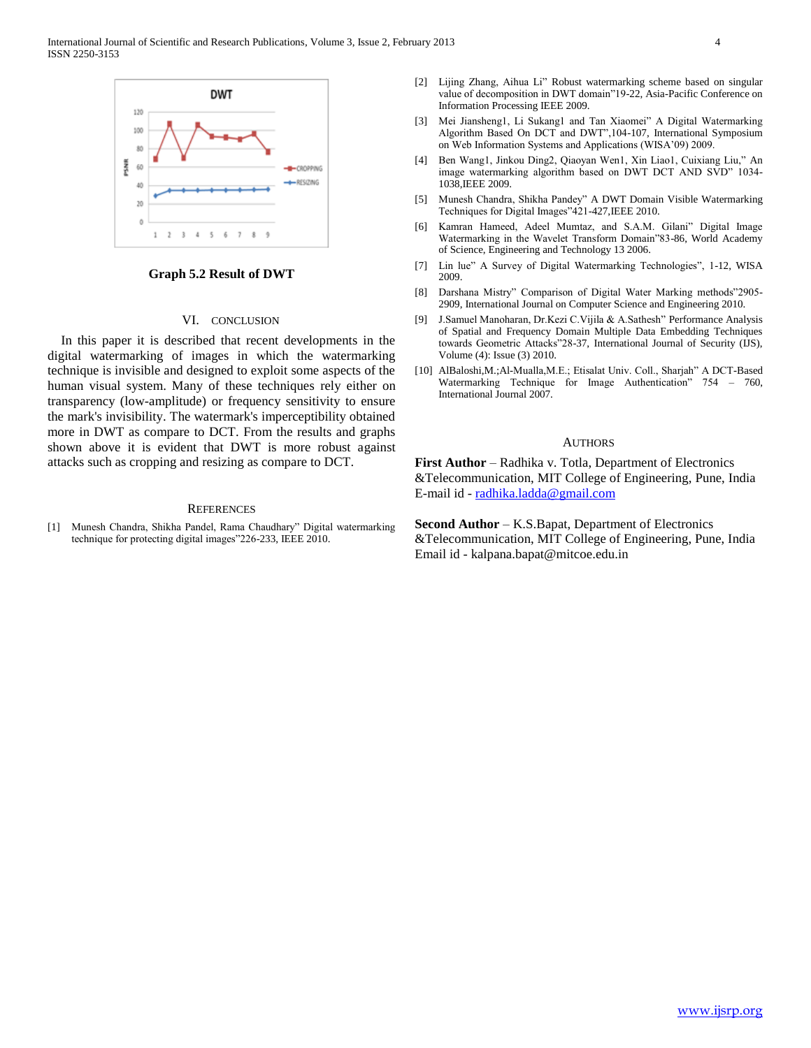DWT

120
100
80
60
40
20
0

PSNR

1 2 3 4 5 6 7 8 9

CROPPING
RESIZING

**Graph 5.2 Result of DWT**

## VI. CONCLUSION

In this paper it is described that recent developments in the digital watermarking of images in which the watermarking technique is invisible and designed to exploit some aspects of the human visual system. Many of these techniques rely either on transparency (low-amplitude) or frequency sensitivity to ensure the mark's invisibility. The watermark's imperceptibility obtained more in DWT as compare to DCT. From the results and graphs shown above it is evident that DWT is more robust against attacks such as cropping and resizing as compare to DCT.

## REFERENCES

[1] Munesh Chandra, Shikha Pandel, Rama Chaudhary" Digital watermarking technique for protecting digital images"226-233, IEEE 2010.

[2] Lijing Zhang, Aihua Li" Robust watermarking scheme based on singular value of decomposition in DWT domain"19-22, Asia-Pacific Conference on Information Processing IEEE 2009.

[3] Mei Jiansheng1, Li Sukang1 and Tan Xiaomei" A Digital Watermarking Algorithm Based On DCT and DWT",104-107, International Symposium on Web Information Systems and Applications (WISA'09) 2009.

[4] Ben Wang1, Jinkou Ding2, Qiaoyan Wen1, Xin Liao1, Cuixiang Liu," An image watermarking algorithm based on DWT DCT AND SVD" 1034-1038,IEEE 2009.

[5] Munesh Chandra, Shikha Pandey" A DWT Domain Visible Watermarking Techniques for Digital Images"421-427,IEEE 2010.

[6] Kamran Hameed, Adeel Mumtaz, and S.A.M. Gilani" Digital Image Watermarking in the Wavelet Transform Domain"83-86, World Academy of Science, Engineering and Technology 13 2006.

[7] Lin lue" A Survey of Digital Watermarking Technologies", 1-12, WISA 2009.

[8] Darshana Mistry" Comparison of Digital Water Marking methods"2905-2909, International Journal on Computer Science and Engineering 2010.

[9] J.Samuel Manoharan, Dr.Kezi C.Vijila & A.Sathesh" Performance Analysis of Spatial and Frequency Domain Multiple Data Embedding Techniques towards Geometric Attacks"28-37, International Journal of Security (IJS), Volume (4): Issue (3) 2010.

[10] AlBaloshi,M.;Al-Mualla,M.E.; Etisalat Univ. Coll., Sharjah" A DCT-Based Watermarking Technique for Image Authentication" 754 – 760, International Journal 2007.

## AUTHORS

**First Author** – Radhika v. Totla, Department of Electronics &Telecommunication, MIT College of Engineering, Pune, India E-mail id - radhika.ladda@gmail.com

**Second Author** – K.S.Bapat, Department of Electronics &Telecommunication, MIT College of Engineering, Pune, India Email id - kalpana.bapat@mitcoe.edu.in